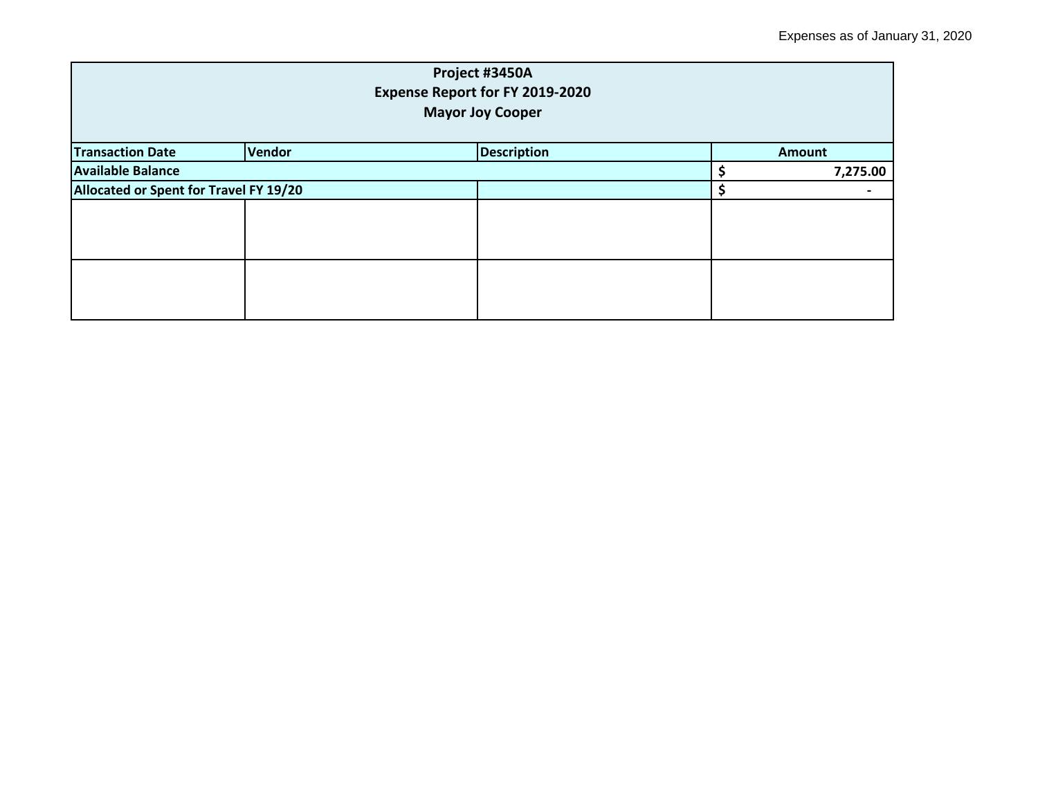Expenses as of January 31, 2020

| Project #3450A<br>Expense Report for FY 2019-2020<br>Mayor Joy Cooper | | | |
|---|---|---|---|
| **Transaction Date** | **Vendor** | **Description** | **Amount** |
| **Available Balance** | | | **$ 7,275.00** |
| **Allocated or Spent for Travel FY 19/20** | | | **$ -** |
| | | | |
| | | | |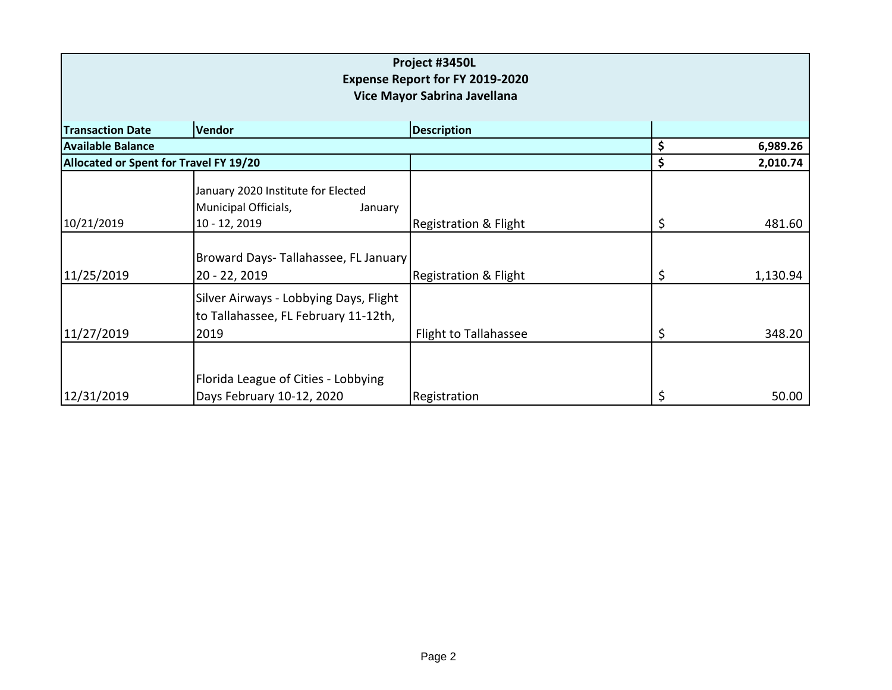| Project #3450L<br>Expense Report for FY 2019-2020<br>Vice Mayor Sabrina Javellana | | | |
|---|---|---|---|
| **Transaction Date** | **Vendor** | **Description** | |
| **Available Balance** | | | **$ 6,989.26** |
| **Allocated or Spent for Travel FY 19/20** | | | **$ 2,010.74** |
| 10/21/2019 | January 2020 Institute for Elected Municipal Officials, January 10 - 12, 2019 | Registration & Flight | $ 481.60 |
| 11/25/2019 | Broward Days- Tallahassee, FL January 20 - 22, 2019 | Registration & Flight | $ 1,130.94 |
| 11/27/2019 | Silver Airways - Lobbying Days, Flight to Tallahassee, FL February 11-12th, 2019 | Flight to Tallahassee | $ 348.20 |
| 12/31/2019 | Florida League of Cities - Lobbying Days February 10-12, 2020 | Registration | $ 50.00 |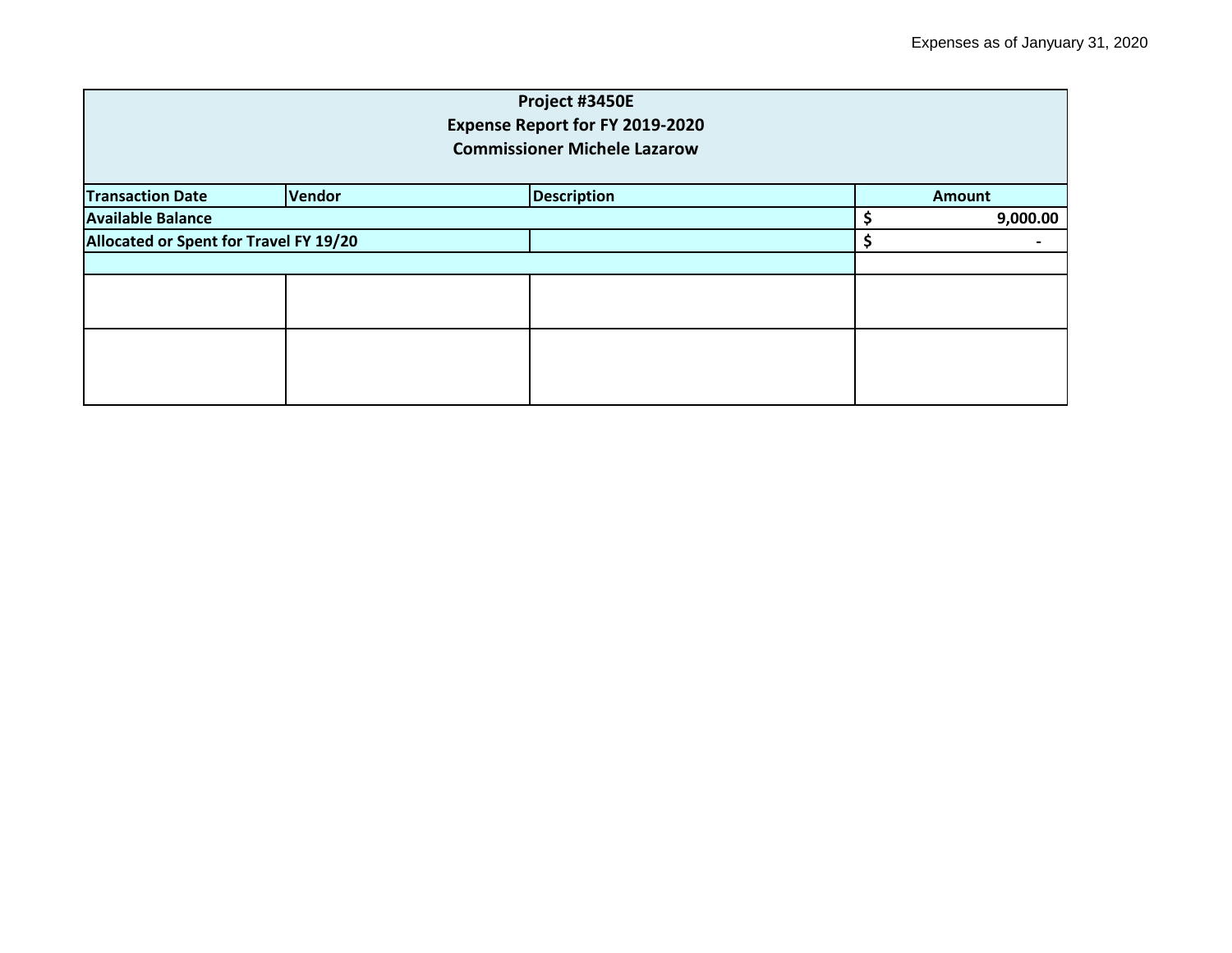Expenses as of Janyuary 31, 2020

| Project #3450E<br>Expense Report for FY 2019-2020<br>Commissioner Michele Lazarow | | | |
|---|---|---|---|
| **Transaction Date** | **Vendor** | **Description** | **Amount** |
| **Available Balance** | | | **$ 9,000.00** |
| **Allocated or Spent for Travel FY 19/20** | | | **$ -** |
| | | | |
| | | | |
| | | | |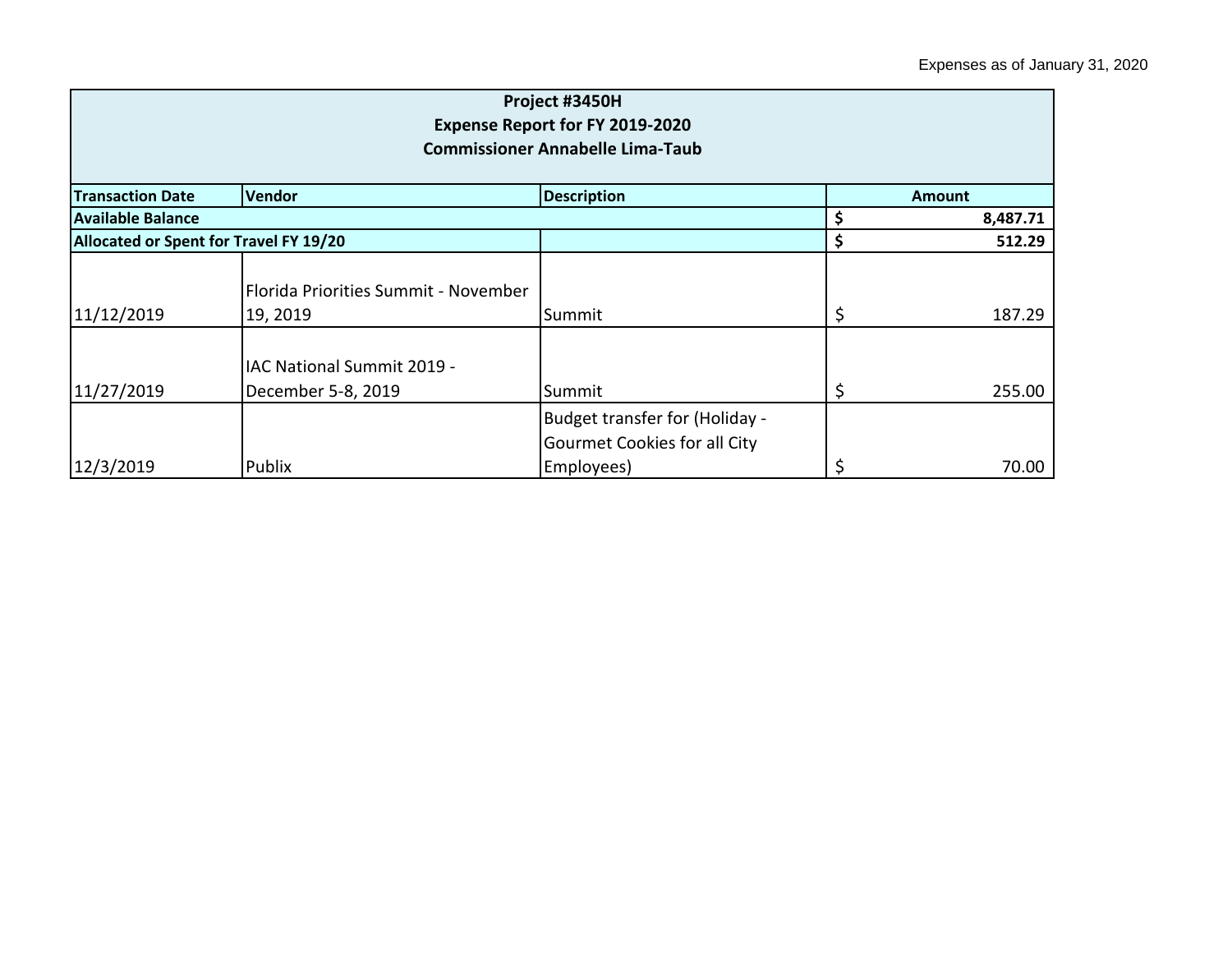Expenses as of January 31, 2020

| Project #3450H<br>Expense Report for FY 2019-2020<br>Commissioner Annabelle Lima-Taub | | | |
|---|---|---|---|
| **Transaction Date** | **Vendor** | **Description** | **Amount** |
| **Available Balance** | | | **$ 8,487.71** |
| **Allocated or Spent for Travel FY 19/20** | | | **$ 512.29** |
| 11/12/2019 | Florida Priorities Summit - November 19, 2019 | Summit | $ 187.29 |
| 11/27/2019 | IAC National Summit 2019 - December 5-8, 2019 | Summit | $ 255.00 |
| 12/3/2019 | Publix | Budget transfer for (Holiday - Gourmet Cookies for all City Employees) | $ 70.00 |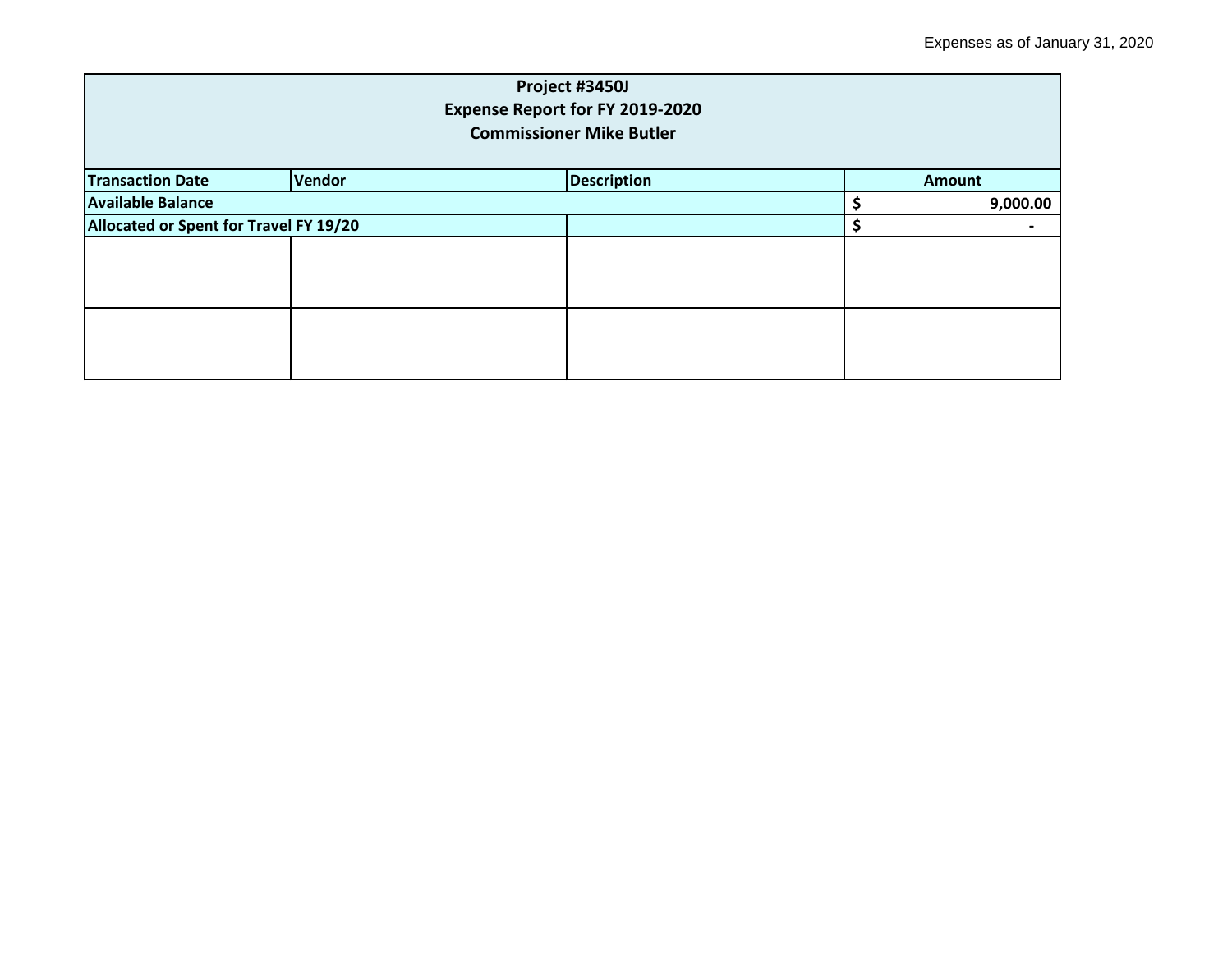Expenses as of January 31, 2020

| Project #3450J<br>Expense Report for FY 2019-2020<br>Commissioner Mike Butler | | | |
|---|---|---|---|
| **Transaction Date** | **Vendor** | **Description** | **Amount** |
| **Available Balance** | | | **$ 9,000.00** |
| **Allocated or Spent for Travel FY 19/20** | | | **$ -** |
| | | | |
| | | | |